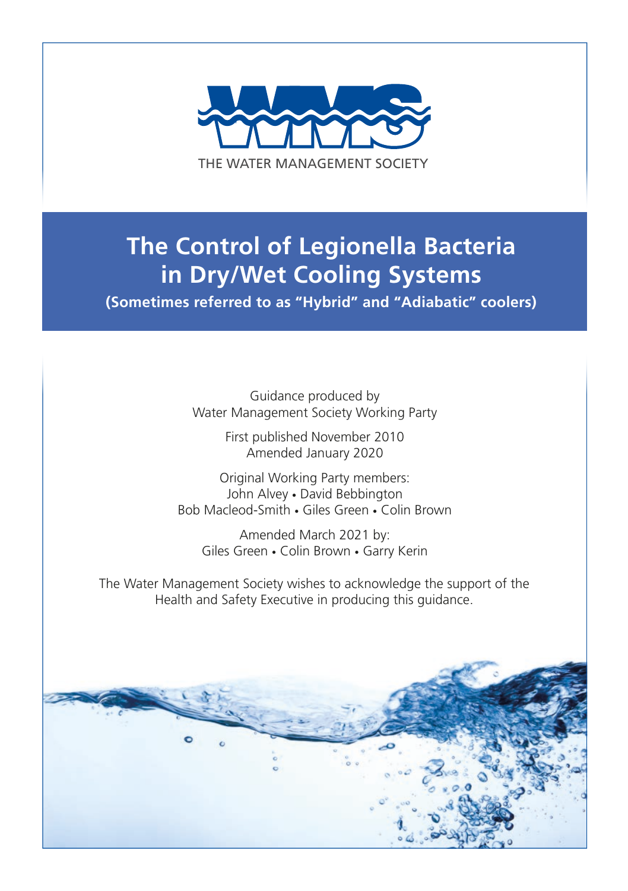THE WATER MANAGEMENT SOCIETY

# The Control of Legionella Bacteria in Dry/Wet Cooling Systems

**(Sometimes referred to as "Hybrid" and "Adiabatic" coolers)**

Guidance produced by
Water Management Society Working Party

First published November 2010
Amended January 2020

Original Working Party members:
John Alvey • David Bebbington
Bob Macleod-Smith • Giles Green • Colin Brown

Amended March 2021 by:
Giles Green • Colin Brown • Garry Kerin

The Water Management Society wishes to acknowledge the support of the Health and Safety Executive in producing this guidance.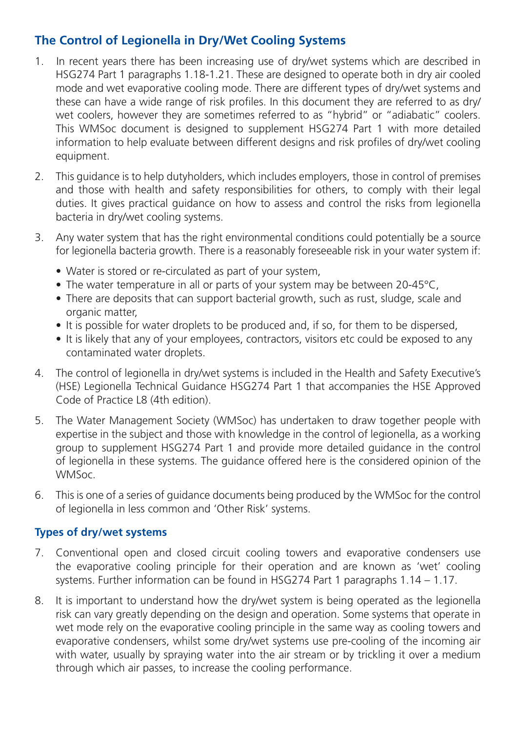## The Control of Legionella in Dry/Wet Cooling Systems

1. In recent years there has been increasing use of dry/wet systems which are described in HSG274 Part 1 paragraphs 1.18-1.21. These are designed to operate both in dry air cooled mode and wet evaporative cooling mode. There are different types of dry/wet systems and these can have a wide range of risk profiles. In this document they are referred to as dry/wet coolers, however they are sometimes referred to as "hybrid" or "adiabatic" coolers. This WMSoc document is designed to supplement HSG274 Part 1 with more detailed information to help evaluate between different designs and risk profiles of dry/wet cooling equipment.

2. This guidance is to help dutyholders, which includes employers, those in control of premises and those with health and safety responsibilities for others, to comply with their legal duties. It gives practical guidance on how to assess and control the risks from legionella bacteria in dry/wet cooling systems.

3. Any water system that has the right environmental conditions could potentially be a source for legionella bacteria growth. There is a reasonably foreseeable risk in your water system if:
   - Water is stored or re-circulated as part of your system,
   - The water temperature in all or parts of your system may be between 20-45°C,
   - There are deposits that can support bacterial growth, such as rust, sludge, scale and organic matter,
   - It is possible for water droplets to be produced and, if so, for them to be dispersed,
   - It is likely that any of your employees, contractors, visitors etc could be exposed to any contaminated water droplets.

4. The control of legionella in dry/wet systems is included in the Health and Safety Executive's (HSE) Legionella Technical Guidance HSG274 Part 1 that accompanies the HSE Approved Code of Practice L8 (4th edition).

5. The Water Management Society (WMSoc) has undertaken to draw together people with expertise in the subject and those with knowledge in the control of legionella, as a working group to supplement HSG274 Part 1 and provide more detailed guidance in the control of legionella in these systems. The guidance offered here is the considered opinion of the WMSoc.

6. This is one of a series of guidance documents being produced by the WMSoc for the control of legionella in less common and 'Other Risk' systems.

### Types of dry/wet systems

7. Conventional open and closed circuit cooling towers and evaporative condensers use the evaporative cooling principle for their operation and are known as 'wet' cooling systems. Further information can be found in HSG274 Part 1 paragraphs 1.14 – 1.17.

8. It is important to understand how the dry/wet system is being operated as the legionella risk can vary greatly depending on the design and operation. Some systems that operate in wet mode rely on the evaporative cooling principle in the same way as cooling towers and evaporative condensers, whilst some dry/wet systems use pre-cooling of the incoming air with water, usually by spraying water into the air stream or by trickling it over a medium through which air passes, to increase the cooling performance.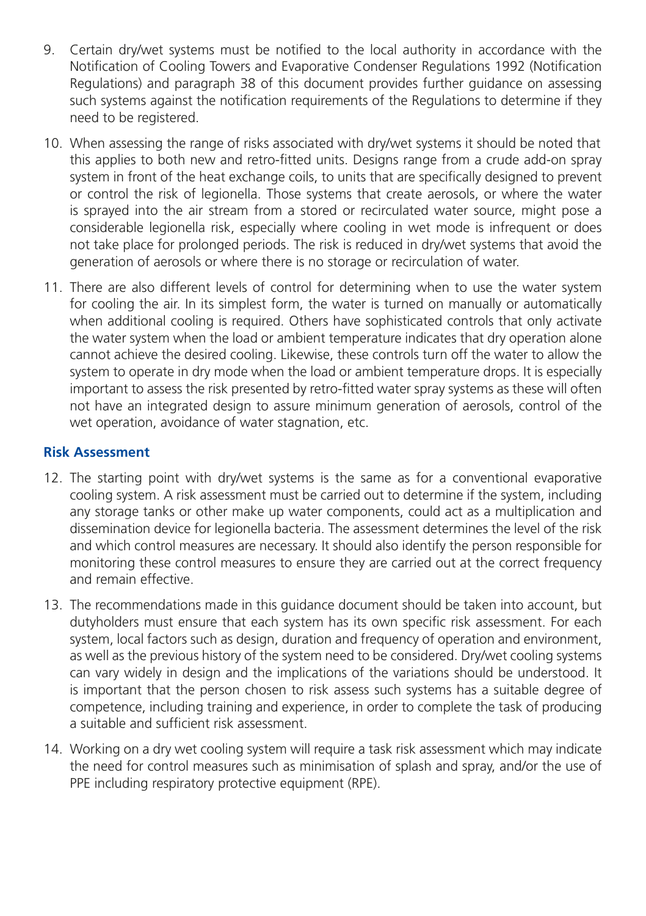9. Certain dry/wet systems must be notified to the local authority in accordance with the Notification of Cooling Towers and Evaporative Condenser Regulations 1992 (Notification Regulations) and paragraph 38 of this document provides further guidance on assessing such systems against the notification requirements of the Regulations to determine if they need to be registered.

10. When assessing the range of risks associated with dry/wet systems it should be noted that this applies to both new and retro-fitted units. Designs range from a crude add-on spray system in front of the heat exchange coils, to units that are specifically designed to prevent or control the risk of legionella. Those systems that create aerosols, or where the water is sprayed into the air stream from a stored or recirculated water source, might pose a considerable legionella risk, especially where cooling in wet mode is infrequent or does not take place for prolonged periods. The risk is reduced in dry/wet systems that avoid the generation of aerosols or where there is no storage or recirculation of water.

11. There are also different levels of control for determining when to use the water system for cooling the air. In its simplest form, the water is turned on manually or automatically when additional cooling is required. Others have sophisticated controls that only activate the water system when the load or ambient temperature indicates that dry operation alone cannot achieve the desired cooling. Likewise, these controls turn off the water to allow the system to operate in dry mode when the load or ambient temperature drops. It is especially important to assess the risk presented by retro-fitted water spray systems as these will often not have an integrated design to assure minimum generation of aerosols, control of the wet operation, avoidance of water stagnation, etc.

## Risk Assessment

12. The starting point with dry/wet systems is the same as for a conventional evaporative cooling system. A risk assessment must be carried out to determine if the system, including any storage tanks or other make up water components, could act as a multiplication and dissemination device for legionella bacteria. The assessment determines the level of the risk and which control measures are necessary. It should also identify the person responsible for monitoring these control measures to ensure they are carried out at the correct frequency and remain effective.

13. The recommendations made in this guidance document should be taken into account, but dutyholders must ensure that each system has its own specific risk assessment. For each system, local factors such as design, duration and frequency of operation and environment, as well as the previous history of the system need to be considered. Dry/wet cooling systems can vary widely in design and the implications of the variations should be understood. It is important that the person chosen to risk assess such systems has a suitable degree of competence, including training and experience, in order to complete the task of producing a suitable and sufficient risk assessment.

14. Working on a dry wet cooling system will require a task risk assessment which may indicate the need for control measures such as minimisation of splash and spray, and/or the use of PPE including respiratory protective equipment (RPE).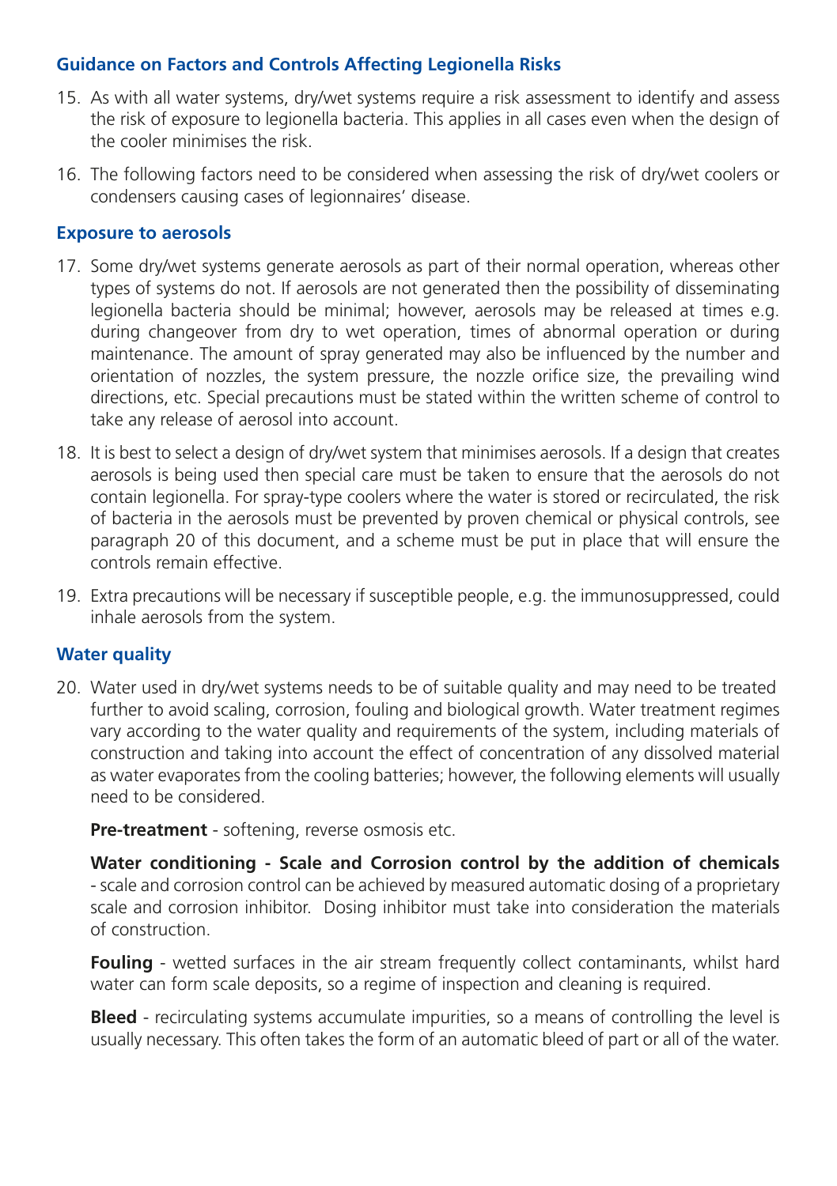## Guidance on Factors and Controls Affecting Legionella Risks

15. As with all water systems, dry/wet systems require a risk assessment to identify and assess the risk of exposure to legionella bacteria. This applies in all cases even when the design of the cooler minimises the risk.

16. The following factors need to be considered when assessing the risk of dry/wet coolers or condensers causing cases of legionnaires' disease.

### Exposure to aerosols

17. Some dry/wet systems generate aerosols as part of their normal operation, whereas other types of systems do not. If aerosols are not generated then the possibility of disseminating legionella bacteria should be minimal; however, aerosols may be released at times e.g. during changeover from dry to wet operation, times of abnormal operation or during maintenance. The amount of spray generated may also be influenced by the number and orientation of nozzles, the system pressure, the nozzle orifice size, the prevailing wind directions, etc. Special precautions must be stated within the written scheme of control to take any release of aerosol into account.

18. It is best to select a design of dry/wet system that minimises aerosols. If a design that creates aerosols is being used then special care must be taken to ensure that the aerosols do not contain legionella. For spray-type coolers where the water is stored or recirculated, the risk of bacteria in the aerosols must be prevented by proven chemical or physical controls, see paragraph 20 of this document, and a scheme must be put in place that will ensure the controls remain effective.

19. Extra precautions will be necessary if susceptible people, e.g. the immunosuppressed, could inhale aerosols from the system.

### Water quality

20. Water used in dry/wet systems needs to be of suitable quality and may need to be treated further to avoid scaling, corrosion, fouling and biological growth. Water treatment regimes vary according to the water quality and requirements of the system, including materials of construction and taking into account the effect of concentration of any dissolved material as water evaporates from the cooling batteries; however, the following elements will usually need to be considered.

    **Pre-treatment** - softening, reverse osmosis etc.

    **Water conditioning - Scale and Corrosion control by the addition of chemicals** - scale and corrosion control can be achieved by measured automatic dosing of a proprietary scale and corrosion inhibitor. Dosing inhibitor must take into consideration the materials of construction.

    **Fouling** - wetted surfaces in the air stream frequently collect contaminants, whilst hard water can form scale deposits, so a regime of inspection and cleaning is required.

    **Bleed** - recirculating systems accumulate impurities, so a means of controlling the level is usually necessary. This often takes the form of an automatic bleed of part or all of the water.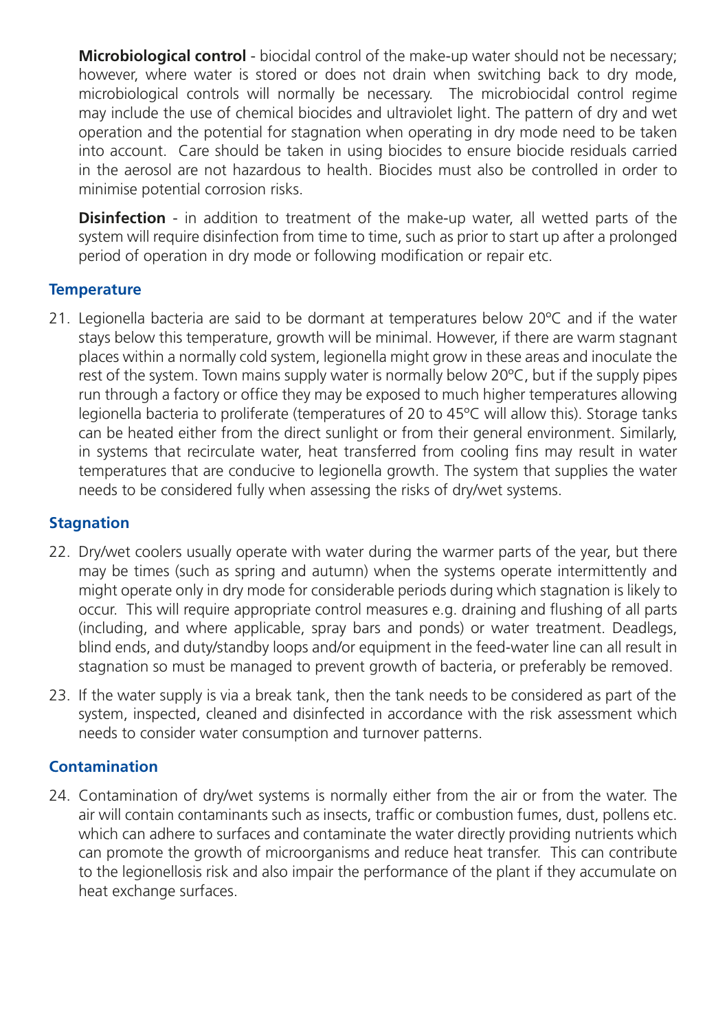**Microbiological control** - biocidal control of the make-up water should not be necessary; however, where water is stored or does not drain when switching back to dry mode, microbiological controls will normally be necessary. The microbiocidal control regime may include the use of chemical biocides and ultraviolet light. The pattern of dry and wet operation and the potential for stagnation when operating in dry mode need to be taken into account. Care should be taken in using biocides to ensure biocide residuals carried in the aerosol are not hazardous to health. Biocides must also be controlled in order to minimise potential corrosion risks.

**Disinfection** - in addition to treatment of the make-up water, all wetted parts of the system will require disinfection from time to time, such as prior to start up after a prolonged period of operation in dry mode or following modification or repair etc.

### Temperature

21. Legionella bacteria are said to be dormant at temperatures below 20ºC and if the water stays below this temperature, growth will be minimal. However, if there are warm stagnant places within a normally cold system, legionella might grow in these areas and inoculate the rest of the system. Town mains supply water is normally below 20ºC, but if the supply pipes run through a factory or office they may be exposed to much higher temperatures allowing legionella bacteria to proliferate (temperatures of 20 to 45ºC will allow this). Storage tanks can be heated either from the direct sunlight or from their general environment. Similarly, in systems that recirculate water, heat transferred from cooling fins may result in water temperatures that are conducive to legionella growth. The system that supplies the water needs to be considered fully when assessing the risks of dry/wet systems.

### Stagnation

22. Dry/wet coolers usually operate with water during the warmer parts of the year, but there may be times (such as spring and autumn) when the systems operate intermittently and might operate only in dry mode for considerable periods during which stagnation is likely to occur. This will require appropriate control measures e.g. draining and flushing of all parts (including, and where applicable, spray bars and ponds) or water treatment. Deadlegs, blind ends, and duty/standby loops and/or equipment in the feed-water line can all result in stagnation so must be managed to prevent growth of bacteria, or preferably be removed.

23. If the water supply is via a break tank, then the tank needs to be considered as part of the system, inspected, cleaned and disinfected in accordance with the risk assessment which needs to consider water consumption and turnover patterns.

### Contamination

24. Contamination of dry/wet systems is normally either from the air or from the water. The air will contain contaminants such as insects, traffic or combustion fumes, dust, pollens etc. which can adhere to surfaces and contaminate the water directly providing nutrients which can promote the growth of microorganisms and reduce heat transfer. This can contribute to the legionellosis risk and also impair the performance of the plant if they accumulate on heat exchange surfaces.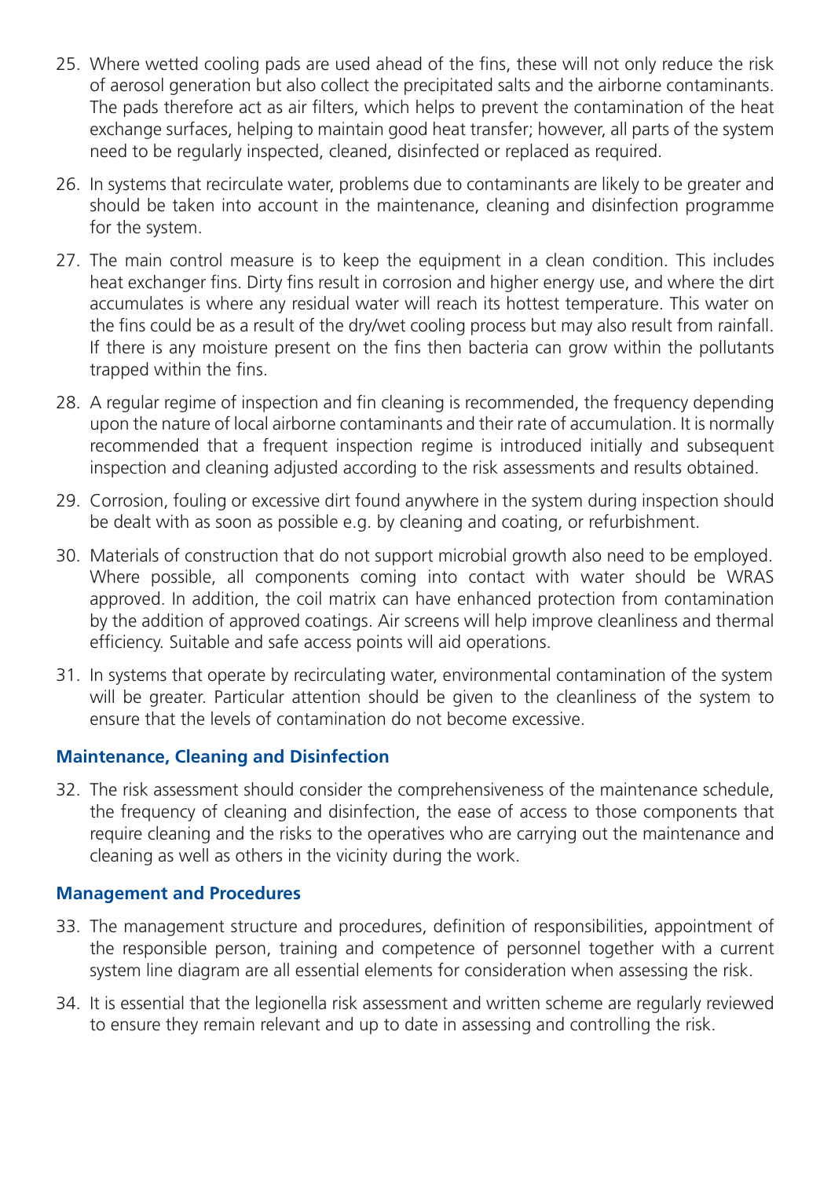25. Where wetted cooling pads are used ahead of the fins, these will not only reduce the risk of aerosol generation but also collect the precipitated salts and the airborne contaminants. The pads therefore act as air filters, which helps to prevent the contamination of the heat exchange surfaces, helping to maintain good heat transfer; however, all parts of the system need to be regularly inspected, cleaned, disinfected or replaced as required.

26. In systems that recirculate water, problems due to contaminants are likely to be greater and should be taken into account in the maintenance, cleaning and disinfection programme for the system.

27. The main control measure is to keep the equipment in a clean condition. This includes heat exchanger fins. Dirty fins result in corrosion and higher energy use, and where the dirt accumulates is where any residual water will reach its hottest temperature. This water on the fins could be as a result of the dry/wet cooling process but may also result from rainfall. If there is any moisture present on the fins then bacteria can grow within the pollutants trapped within the fins.

28. A regular regime of inspection and fin cleaning is recommended, the frequency depending upon the nature of local airborne contaminants and their rate of accumulation. It is normally recommended that a frequent inspection regime is introduced initially and subsequent inspection and cleaning adjusted according to the risk assessments and results obtained.

29. Corrosion, fouling or excessive dirt found anywhere in the system during inspection should be dealt with as soon as possible e.g. by cleaning and coating, or refurbishment.

30. Materials of construction that do not support microbial growth also need to be employed. Where possible, all components coming into contact with water should be WRAS approved. In addition, the coil matrix can have enhanced protection from contamination by the addition of approved coatings. Air screens will help improve cleanliness and thermal efficiency. Suitable and safe access points will aid operations.

31. In systems that operate by recirculating water, environmental contamination of the system will be greater. Particular attention should be given to the cleanliness of the system to ensure that the levels of contamination do not become excessive.

### Maintenance, Cleaning and Disinfection

32. The risk assessment should consider the comprehensiveness of the maintenance schedule, the frequency of cleaning and disinfection, the ease of access to those components that require cleaning and the risks to the operatives who are carrying out the maintenance and cleaning as well as others in the vicinity during the work.

### Management and Procedures

33. The management structure and procedures, definition of responsibilities, appointment of the responsible person, training and competence of personnel together with a current system line diagram are all essential elements for consideration when assessing the risk.

34. It is essential that the legionella risk assessment and written scheme are regularly reviewed to ensure they remain relevant and up to date in assessing and controlling the risk.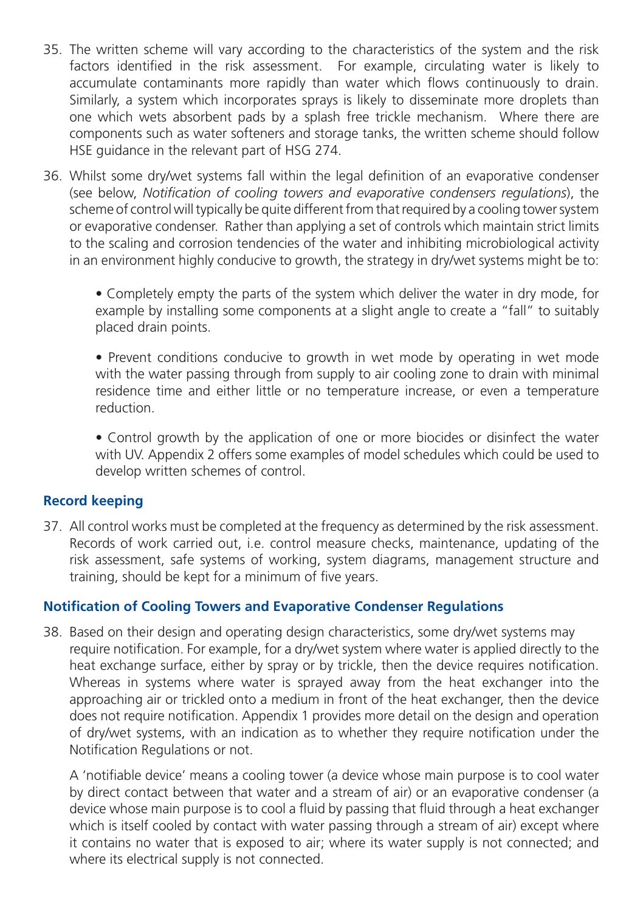35. The written scheme will vary according to the characteristics of the system and the risk factors identified in the risk assessment. For example, circulating water is likely to accumulate contaminants more rapidly than water which flows continuously to drain. Similarly, a system which incorporates sprays is likely to disseminate more droplets than one which wets absorbent pads by a splash free trickle mechanism. Where there are components such as water softeners and storage tanks, the written scheme should follow HSE guidance in the relevant part of HSG 274.

36. Whilst some dry/wet systems fall within the legal definition of an evaporative condenser (see below, *Notification of cooling towers and evaporative condensers regulations*), the scheme of control will typically be quite different from that required by a cooling tower system or evaporative condenser. Rather than applying a set of controls which maintain strict limits to the scaling and corrosion tendencies of the water and inhibiting microbiological activity in an environment highly conducive to growth, the strategy in dry/wet systems might be to:

    • Completely empty the parts of the system which deliver the water in dry mode, for example by installing some components at a slight angle to create a "fall" to suitably placed drain points.

    • Prevent conditions conducive to growth in wet mode by operating in wet mode with the water passing through from supply to air cooling zone to drain with minimal residence time and either little or no temperature increase, or even a temperature reduction.

    • Control growth by the application of one or more biocides or disinfect the water with UV. Appendix 2 offers some examples of model schedules which could be used to develop written schemes of control.

## Record keeping

37. All control works must be completed at the frequency as determined by the risk assessment. Records of work carried out, i.e. control measure checks, maintenance, updating of the risk assessment, safe systems of working, system diagrams, management structure and training, should be kept for a minimum of five years.

## Notification of Cooling Towers and Evaporative Condenser Regulations

38. Based on their design and operating design characteristics, some dry/wet systems may require notification. For example, for a dry/wet system where water is applied directly to the heat exchange surface, either by spray or by trickle, then the device requires notification. Whereas in systems where water is sprayed away from the heat exchanger into the approaching air or trickled onto a medium in front of the heat exchanger, then the device does not require notification. Appendix 1 provides more detail on the design and operation of dry/wet systems, with an indication as to whether they require notification under the Notification Regulations or not.

    A 'notifiable device' means a cooling tower (a device whose main purpose is to cool water by direct contact between that water and a stream of air) or an evaporative condenser (a device whose main purpose is to cool a fluid by passing that fluid through a heat exchanger which is itself cooled by contact with water passing through a stream of air) except where it contains no water that is exposed to air; where its water supply is not connected; and where its electrical supply is not connected.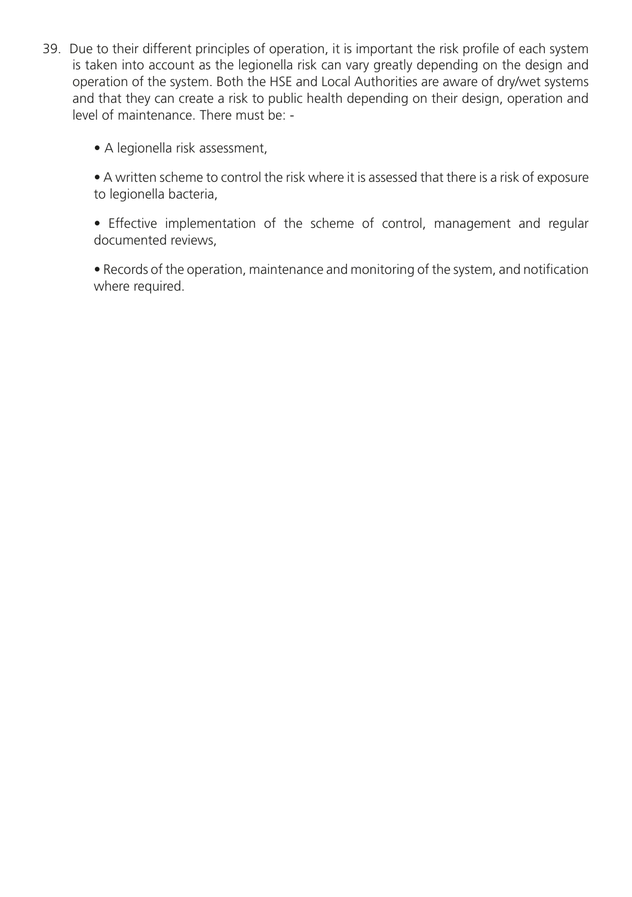39. Due to their different principles of operation, it is important the risk profile of each system is taken into account as the legionella risk can vary greatly depending on the design and operation of the system. Both the HSE and Local Authorities are aware of dry/wet systems and that they can create a risk to public health depending on their design, operation and level of maintenance. There must be: -

    - A legionella risk assessment,
    - A written scheme to control the risk where it is assessed that there is a risk of exposure to legionella bacteria,
    - Effective implementation of the scheme of control, management and regular documented reviews,
    - Records of the operation, maintenance and monitoring of the system, and notification where required.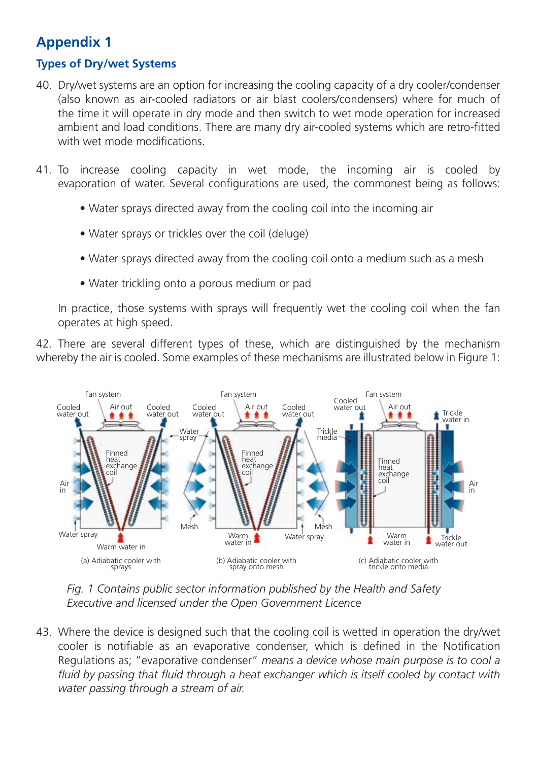# Appendix 1

## Types of Dry/wet Systems

40. Dry/wet systems are an option for increasing the cooling capacity of a dry cooler/condenser (also known as air-cooled radiators or air blast coolers/condensers) where for much of the time it will operate in dry mode and then switch to wet mode operation for increased ambient and load conditions. There are many dry air-cooled systems which are retro-fitted with wet mode modifications.

41. To increase cooling capacity in wet mode, the incoming air is cooled by evaporation of water. Several configurations are used, the commonest being as follows:

    - Water sprays directed away from the cooling coil into the incoming air
    - Water sprays or trickles over the coil (deluge)
    - Water sprays directed away from the cooling coil onto a medium such as a mesh
    - Water trickling onto a porous medium or pad

    In practice, those systems with sprays will frequently wet the cooling coil when the fan operates at high speed.

42. There are several different types of these, which are distinguished by the mechanism whereby the air is cooled. Some examples of these mechanisms are illustrated below in Figure 1:

(a) Adiabatic cooler with sprays

(b) Adiabatic cooler with spray onto mesh

(c) Adiabatic cooler with trickle onto media

*Fig. 1 Contains public sector information published by the Health and Safety Executive and licensed under the Open Government Licence*

43. Where the device is designed such that the cooling coil is wetted in operation the dry/wet cooler is notifiable as an evaporative condenser, which is defined in the Notification Regulations as; "evaporative condenser" *means a device whose main purpose is to cool a fluid by passing that fluid through a heat exchanger which is itself cooled by contact with water passing through a stream of air.*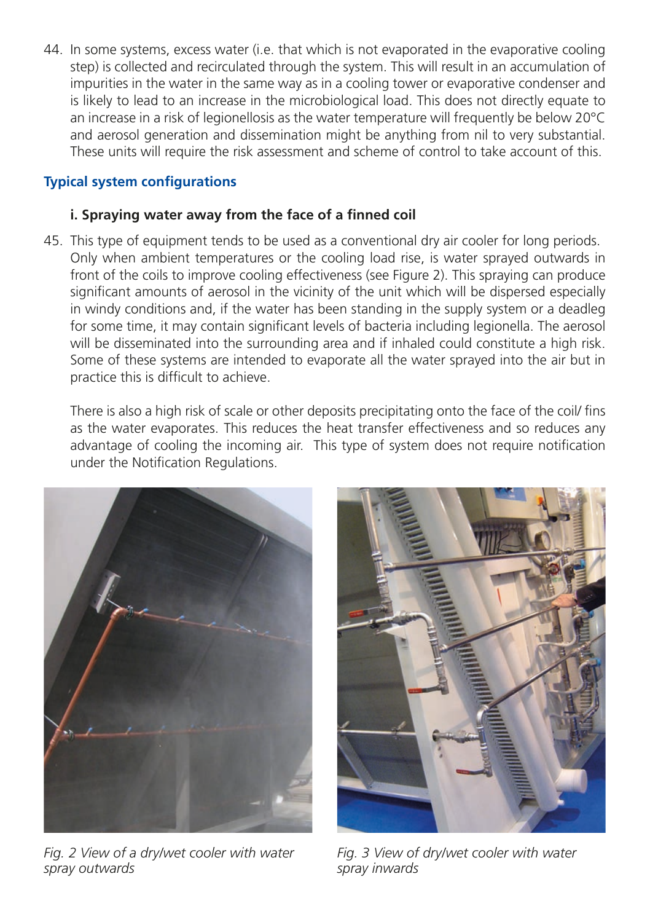44. In some systems, excess water (i.e. that which is not evaporated in the evaporative cooling step) is collected and recirculated through the system. This will result in an accumulation of impurities in the water in the same way as in a cooling tower or evaporative condenser and is likely to lead to an increase in the microbiological load. This does not directly equate to an increase in a risk of legionellosis as the water temperature will frequently be below 20°C and aerosol generation and dissemination might be anything from nil to very substantial. These units will require the risk assessment and scheme of control to take account of this.

## Typical system configurations

### i. Spraying water away from the face of a finned coil

45. This type of equipment tends to be used as a conventional dry air cooler for long periods. Only when ambient temperatures or the cooling load rise, is water sprayed outwards in front of the coils to improve cooling effectiveness (see Figure 2). This spraying can produce significant amounts of aerosol in the vicinity of the unit which will be dispersed especially in windy conditions and, if the water has been standing in the supply system or a deadleg for some time, it may contain significant levels of bacteria including legionella. The aerosol will be disseminated into the surrounding area and if inhaled could constitute a high risk. Some of these systems are intended to evaporate all the water sprayed into the air but in practice this is difficult to achieve.

    There is also a high risk of scale or other deposits precipitating onto the face of the coil/ fins as the water evaporates. This reduces the heat transfer effectiveness and so reduces any advantage of cooling the incoming air. This type of system does not require notification under the Notification Regulations.

*Fig. 2 View of a dry/wet cooler with water spray outwards*

*Fig. 3 View of dry/wet cooler with water spray inwards*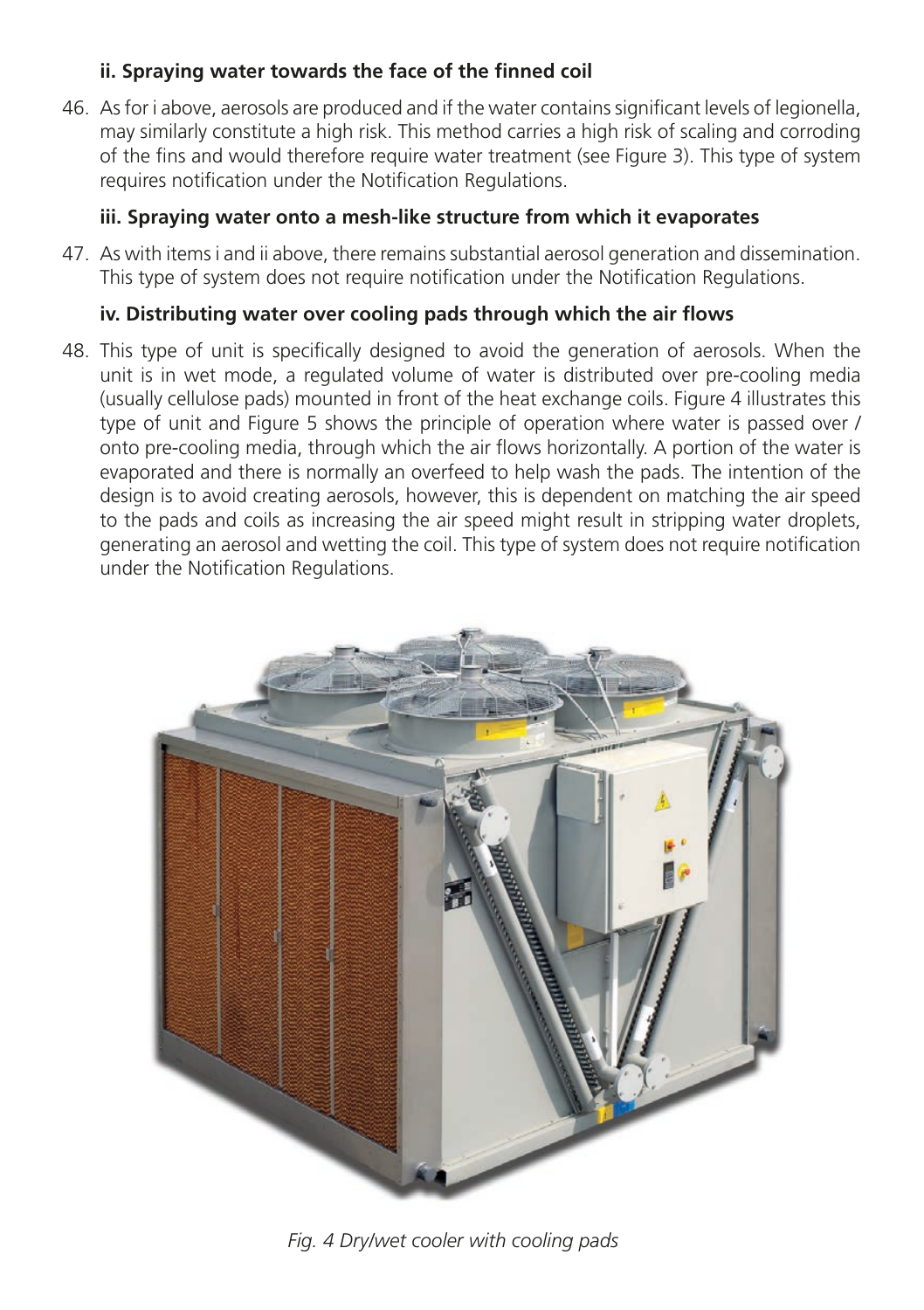### ii. Spraying water towards the face of the finned coil

46. As for i above, aerosols are produced and if the water contains significant levels of legionella, may similarly constitute a high risk. This method carries a high risk of scaling and corroding of the fins and would therefore require water treatment (see Figure 3). This type of system requires notification under the Notification Regulations.

### iii. Spraying water onto a mesh-like structure from which it evaporates

47. As with items i and ii above, there remains substantial aerosol generation and dissemination. This type of system does not require notification under the Notification Regulations.

### iv. Distributing water over cooling pads through which the air flows

48. This type of unit is specifically designed to avoid the generation of aerosols. When the unit is in wet mode, a regulated volume of water is distributed over pre-cooling media (usually cellulose pads) mounted in front of the heat exchange coils. Figure 4 illustrates this type of unit and Figure 5 shows the principle of operation where water is passed over / onto pre-cooling media, through which the air flows horizontally. A portion of the water is evaporated and there is normally an overfeed to help wash the pads. The intention of the design is to avoid creating aerosols, however, this is dependent on matching the air speed to the pads and coils as increasing the air speed might result in stripping water droplets, generating an aerosol and wetting the coil. This type of system does not require notification under the Notification Regulations.

*Fig. 4 Dry/wet cooler with cooling pads*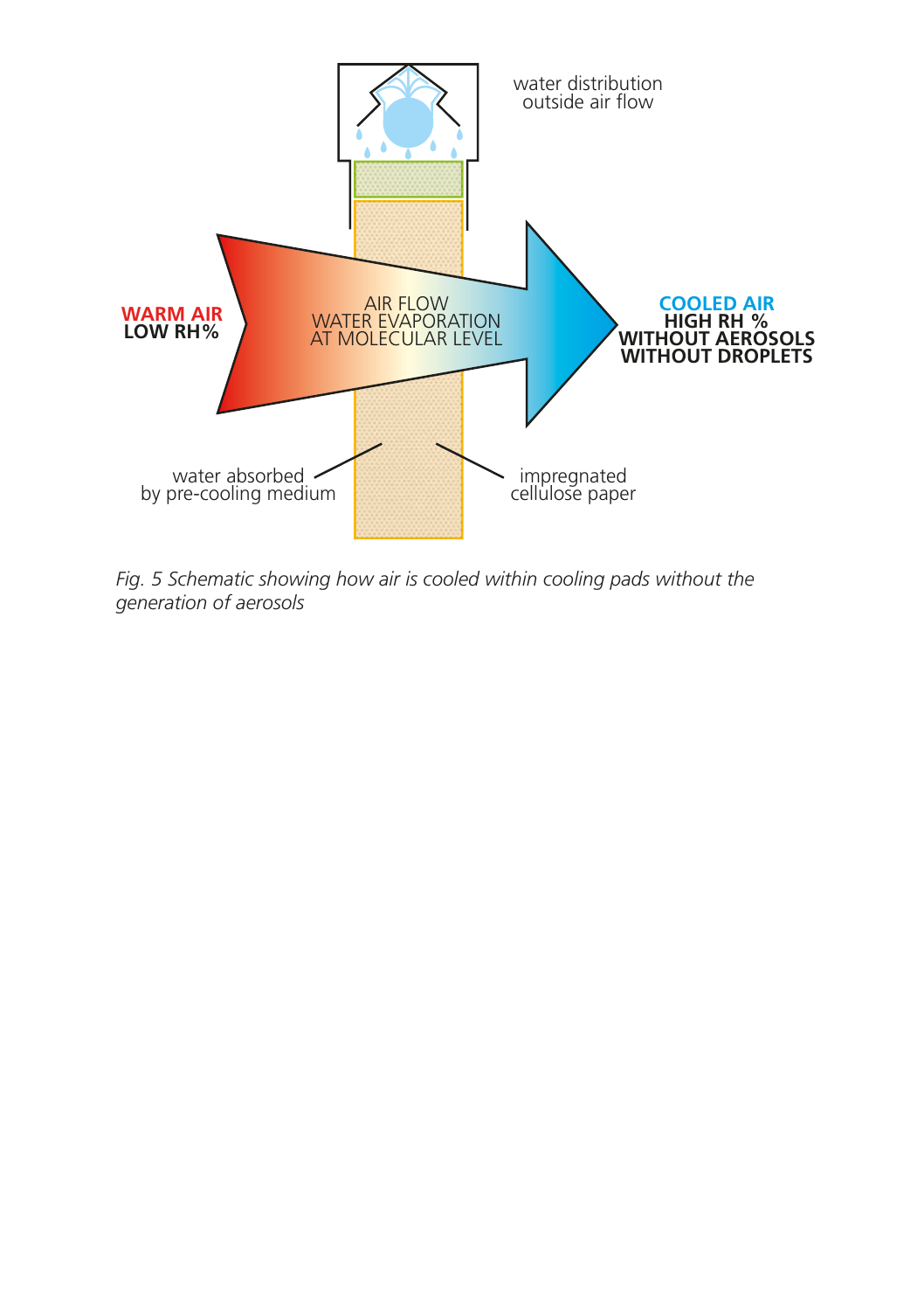water distribution
outside air flow

**WARM AIR**
**LOW RH%**

AIR FLOW
WATER EVAPORATION
AT MOLECULAR LEVEL

**COOLED AIR**
**HIGH RH %**
**WITHOUT AEROSOLS**
**WITHOUT DROPLETS**

water absorbed
by pre-cooling medium

impregnated
cellulose paper

*Fig. 5 Schematic showing how air is cooled within cooling pads without the generation of aerosols*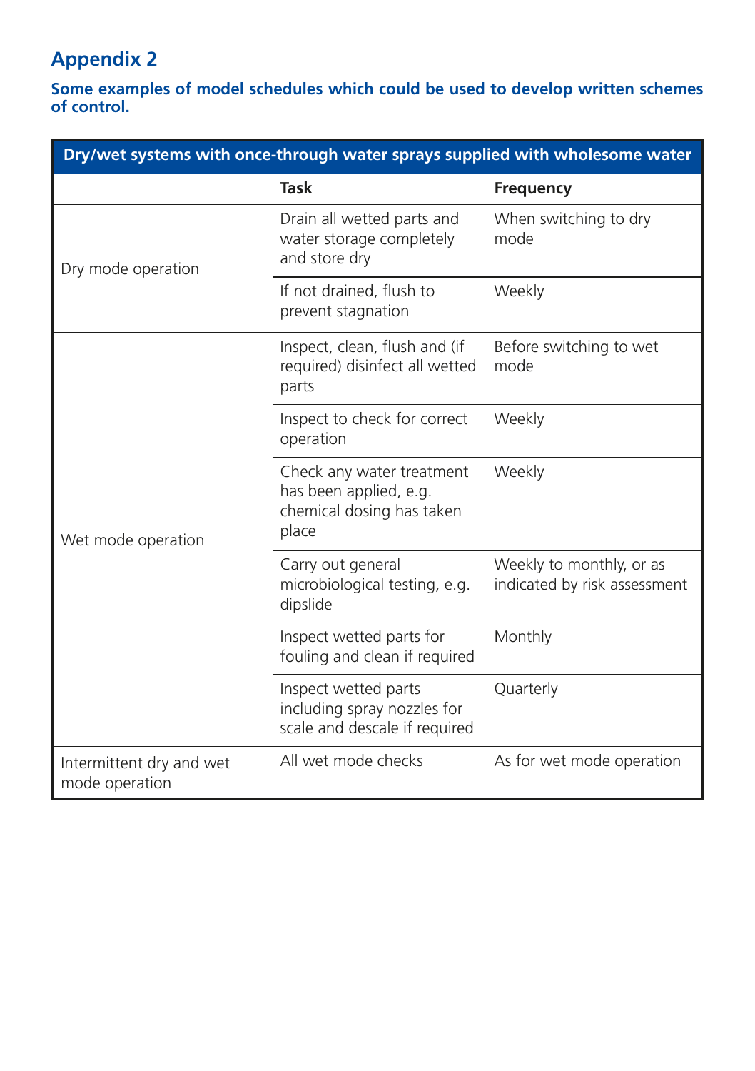## Appendix 2

**Some examples of model schedules which could be used to develop written schemes of control.**

| Dry/wet systems with once-through water sprays supplied with wholesome water | | |
|---|---|---|
| | **Task** | **Frequency** |
| Dry mode operation | Drain all wetted parts and water storage completely and store dry | When switching to dry mode |
| | If not drained, flush to prevent stagnation | Weekly |
| Wet mode operation | Inspect, clean, flush and (if required) disinfect all wetted parts | Before switching to wet mode |
| | Inspect to check for correct operation | Weekly |
| | Check any water treatment has been applied, e.g. chemical dosing has taken place | Weekly |
| | Carry out general microbiological testing, e.g. dipslide | Weekly to monthly, or as indicated by risk assessment |
| | Inspect wetted parts for fouling and clean if required | Monthly |
| | Inspect wetted parts including spray nozzles for scale and descale if required | Quarterly |
| Intermittent dry and wet mode operation | All wet mode checks | As for wet mode operation |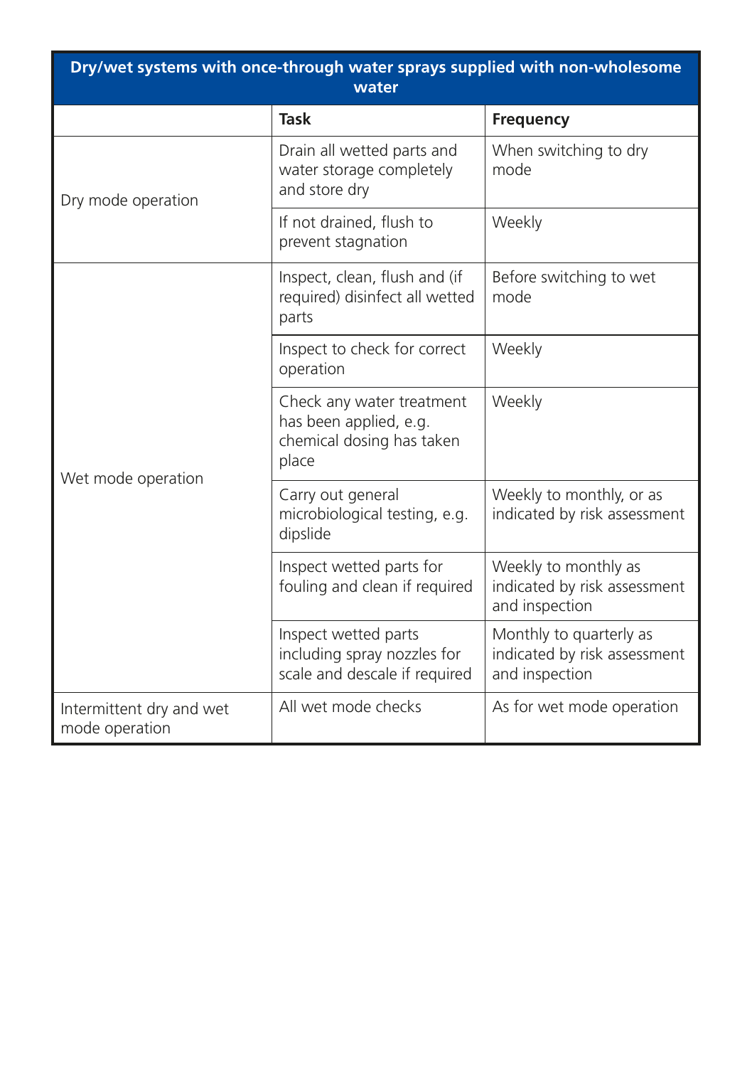| Dry/wet systems with once-through water sprays supplied with non-wholesome water | | |
|---|---|---|
| | **Task** | **Frequency** |
| Dry mode operation | Drain all wetted parts and water storage completely and store dry | When switching to dry mode |
| | If not drained, flush to prevent stagnation | Weekly |
| Wet mode operation | Inspect, clean, flush and (if required) disinfect all wetted parts | Before switching to wet mode |
| | Inspect to check for correct operation | Weekly |
| | Check any water treatment has been applied, e.g. chemical dosing has taken place | Weekly |
| | Carry out general microbiological testing, e.g. dipslide | Weekly to monthly, or as indicated by risk assessment |
| | Inspect wetted parts for fouling and clean if required | Weekly to monthly as indicated by risk assessment and inspection |
| | Inspect wetted parts including spray nozzles for scale and descale if required | Monthly to quarterly as indicated by risk assessment and inspection |
| Intermittent dry and wet mode operation | All wet mode checks | As for wet mode operation |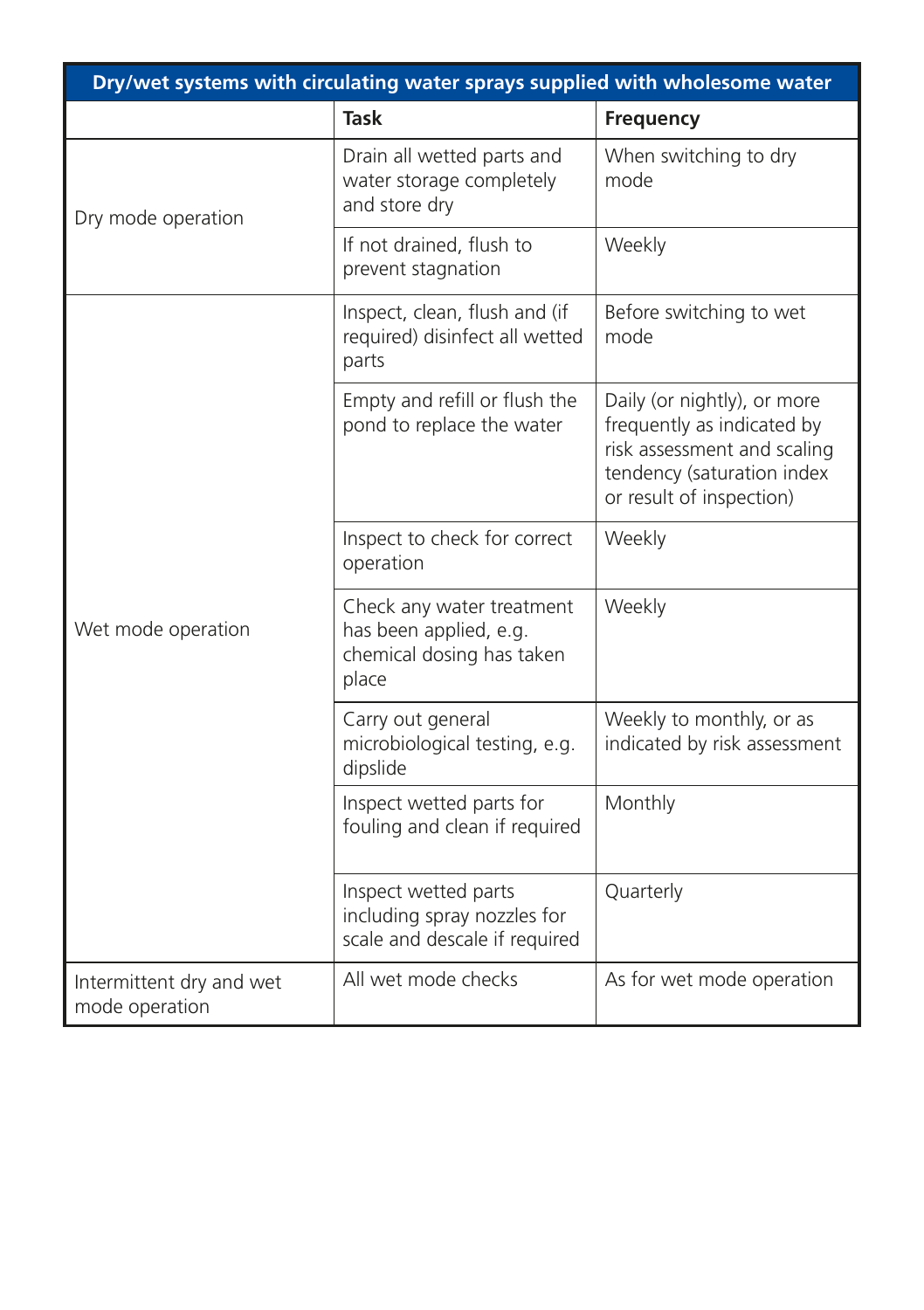| Dry/wet systems with circulating water sprays supplied with wholesome water | | |
|---|---|---|
| | **Task** | **Frequency** |
| Dry mode operation | Drain all wetted parts and water storage completely and store dry | When switching to dry mode |
| | If not drained, flush to prevent stagnation | Weekly |
| Wet mode operation | Inspect, clean, flush and (if required) disinfect all wetted parts | Before switching to wet mode |
| | Empty and refill or flush the pond to replace the water | Daily (or nightly), or more frequently as indicated by risk assessment and scaling tendency (saturation index or result of inspection) |
| | Inspect to check for correct operation | Weekly |
| | Check any water treatment has been applied, e.g. chemical dosing has taken place | Weekly |
| | Carry out general microbiological testing, e.g. dipslide | Weekly to monthly, or as indicated by risk assessment |
| | Inspect wetted parts for fouling and clean if required | Monthly |
| | Inspect wetted parts including spray nozzles for scale and descale if required | Quarterly |
| Intermittent dry and wet mode operation | All wet mode checks | As for wet mode operation |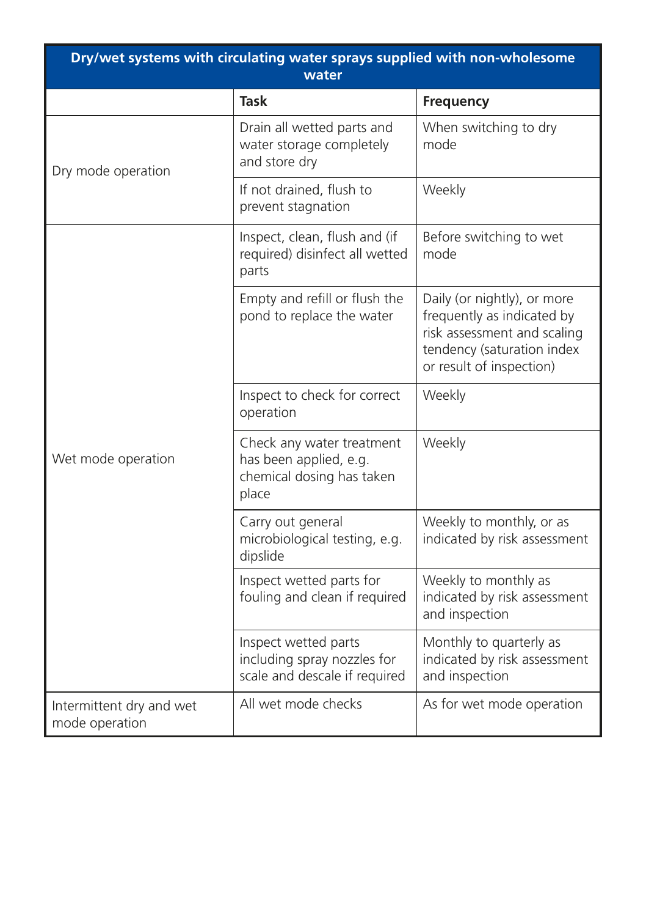| Dry/wet systems with circulating water sprays supplied with non-wholesome water | | |
|---|---|---|
| | **Task** | **Frequency** |
| Dry mode operation | Drain all wetted parts and water storage completely and store dry | When switching to dry mode |
| | If not drained, flush to prevent stagnation | Weekly |
| Wet mode operation | Inspect, clean, flush and (if required) disinfect all wetted parts | Before switching to wet mode |
| | Empty and refill or flush the pond to replace the water | Daily (or nightly), or more frequently as indicated by risk assessment and scaling tendency (saturation index or result of inspection) |
| | Inspect to check for correct operation | Weekly |
| | Check any water treatment has been applied, e.g. chemical dosing has taken place | Weekly |
| | Carry out general microbiological testing, e.g. dipslide | Weekly to monthly, or as indicated by risk assessment |
| | Inspect wetted parts for fouling and clean if required | Weekly to monthly as indicated by risk assessment and inspection |
| | Inspect wetted parts including spray nozzles for scale and descale if required | Monthly to quarterly as indicated by risk assessment and inspection |
| Intermittent dry and wet mode operation | All wet mode checks | As for wet mode operation |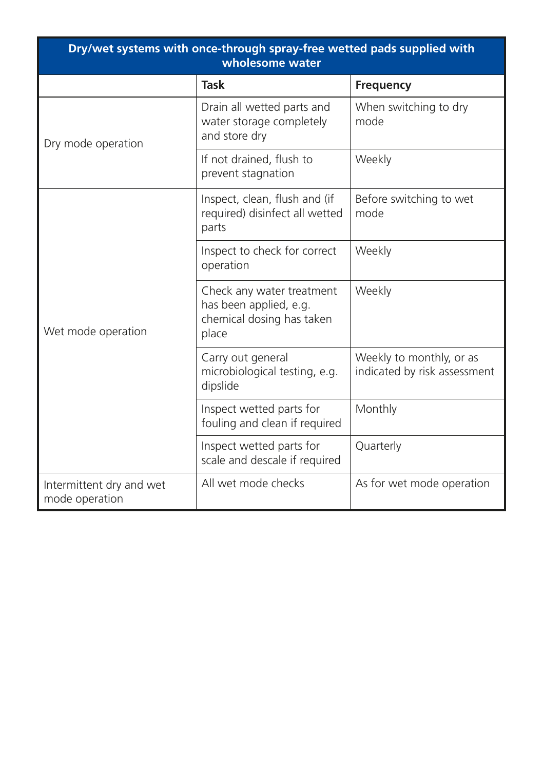| Dry/wet systems with once-through spray-free wetted pads supplied with wholesome water | | |
|---|---|---|
| | **Task** | **Frequency** |
| Dry mode operation | Drain all wetted parts and water storage completely and store dry | When switching to dry mode |
| | If not drained, flush to prevent stagnation | Weekly |
| Wet mode operation | Inspect, clean, flush and (if required) disinfect all wetted parts | Before switching to wet mode |
| | Inspect to check for correct operation | Weekly |
| | Check any water treatment has been applied, e.g. chemical dosing has taken place | Weekly |
| | Carry out general microbiological testing, e.g. dipslide | Weekly to monthly, or as indicated by risk assessment |
| | Inspect wetted parts for fouling and clean if required | Monthly |
| | Inspect wetted parts for scale and descale if required | Quarterly |
| Intermittent dry and wet mode operation | All wet mode checks | As for wet mode operation |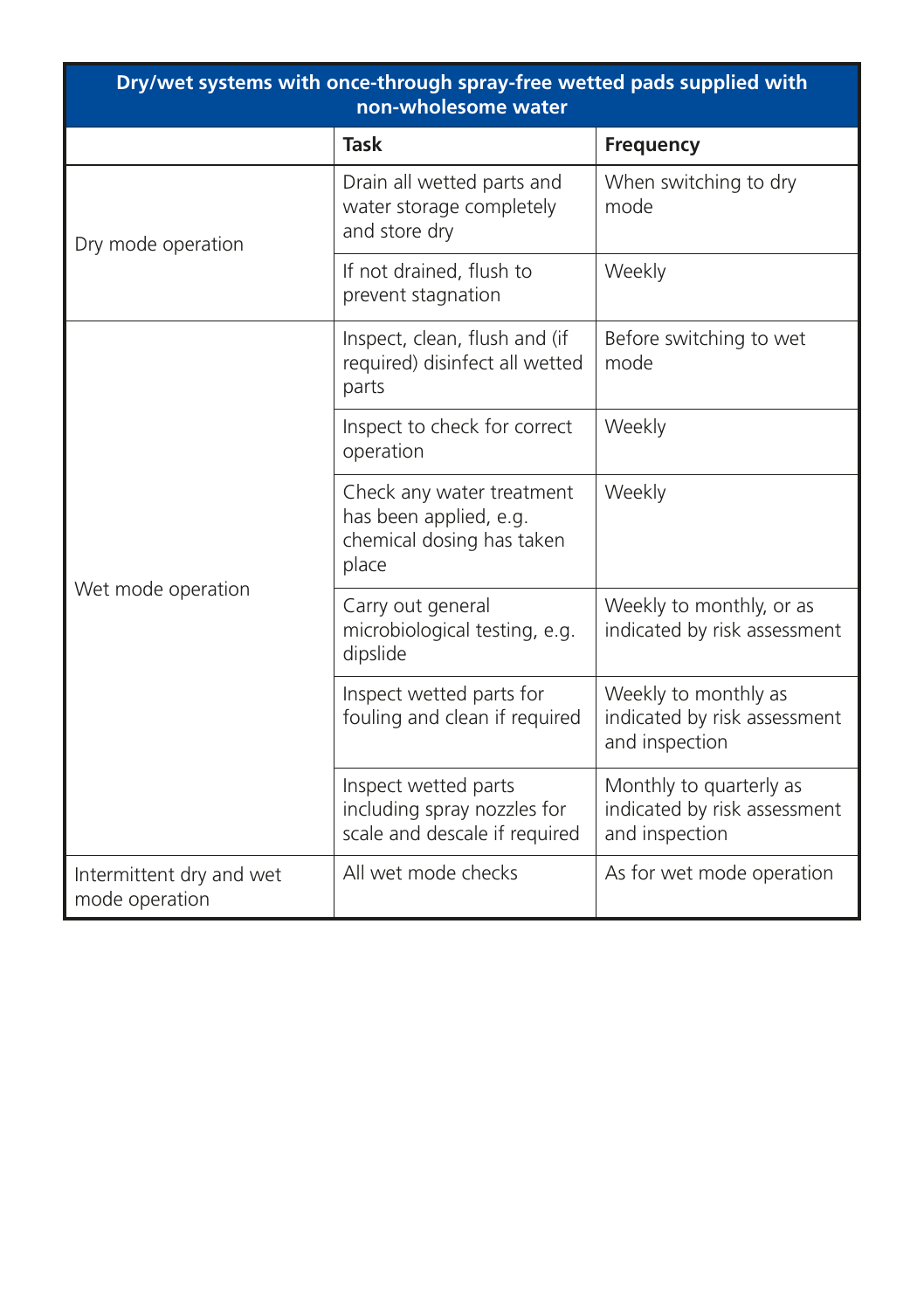| Dry/wet systems with once-through spray-free wetted pads supplied with non-wholesome water | | |
|---|---|---|
| | **Task** | **Frequency** |
| Dry mode operation | Drain all wetted parts and water storage completely and store dry | When switching to dry mode |
| | If not drained, flush to prevent stagnation | Weekly |
| Wet mode operation | Inspect, clean, flush and (if required) disinfect all wetted parts | Before switching to wet mode |
| | Inspect to check for correct operation | Weekly |
| | Check any water treatment has been applied, e.g. chemical dosing has taken place | Weekly |
| | Carry out general microbiological testing, e.g. dipslide | Weekly to monthly, or as indicated by risk assessment |
| | Inspect wetted parts for fouling and clean if required | Weekly to monthly as indicated by risk assessment and inspection |
| | Inspect wetted parts including spray nozzles for scale and descale if required | Monthly to quarterly as indicated by risk assessment and inspection |
| Intermittent dry and wet mode operation | All wet mode checks | As for wet mode operation |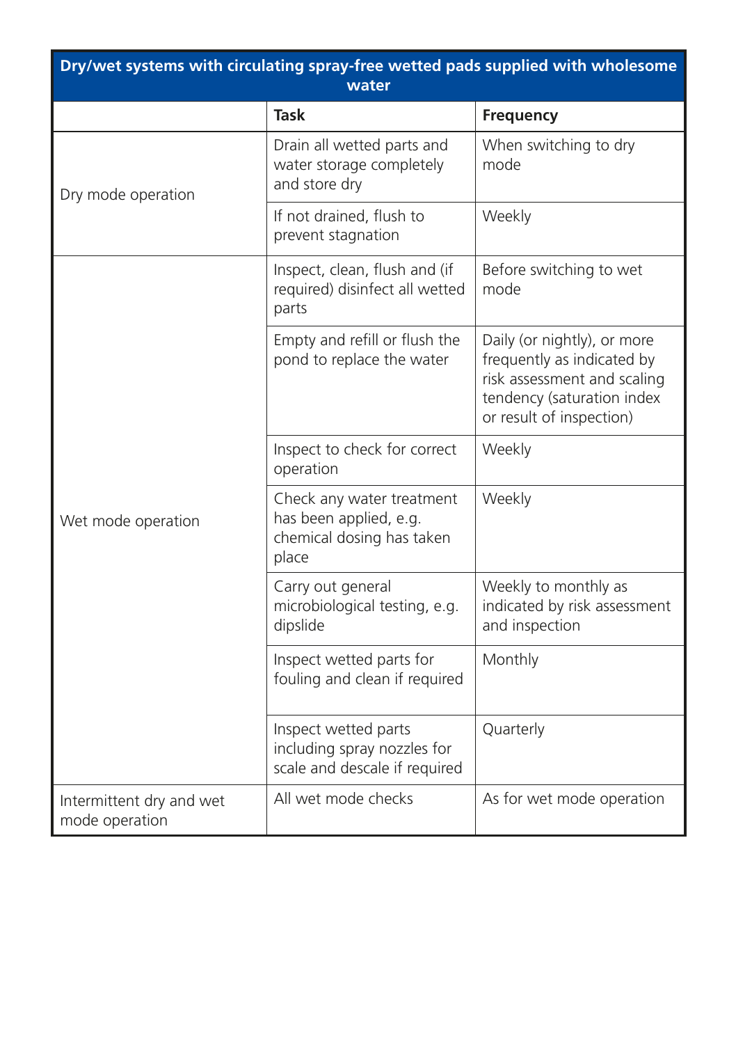| Dry/wet systems with circulating spray-free wetted pads supplied with wholesome water | | |
|---|---|---|
| | **Task** | **Frequency** |
| Dry mode operation | Drain all wetted parts and water storage completely and store dry | When switching to dry mode |
| | If not drained, flush to prevent stagnation | Weekly |
| Wet mode operation | Inspect, clean, flush and (if required) disinfect all wetted parts | Before switching to wet mode |
| | Empty and refill or flush the pond to replace the water | Daily (or nightly), or more frequently as indicated by risk assessment and scaling tendency (saturation index or result of inspection) |
| | Inspect to check for correct operation | Weekly |
| | Check any water treatment has been applied, e.g. chemical dosing has taken place | Weekly |
| | Carry out general microbiological testing, e.g. dipslide | Weekly to monthly as indicated by risk assessment and inspection |
| | Inspect wetted parts for fouling and clean if required | Monthly |
| | Inspect wetted parts including spray nozzles for scale and descale if required | Quarterly |
| Intermittent dry and wet mode operation | All wet mode checks | As for wet mode operation |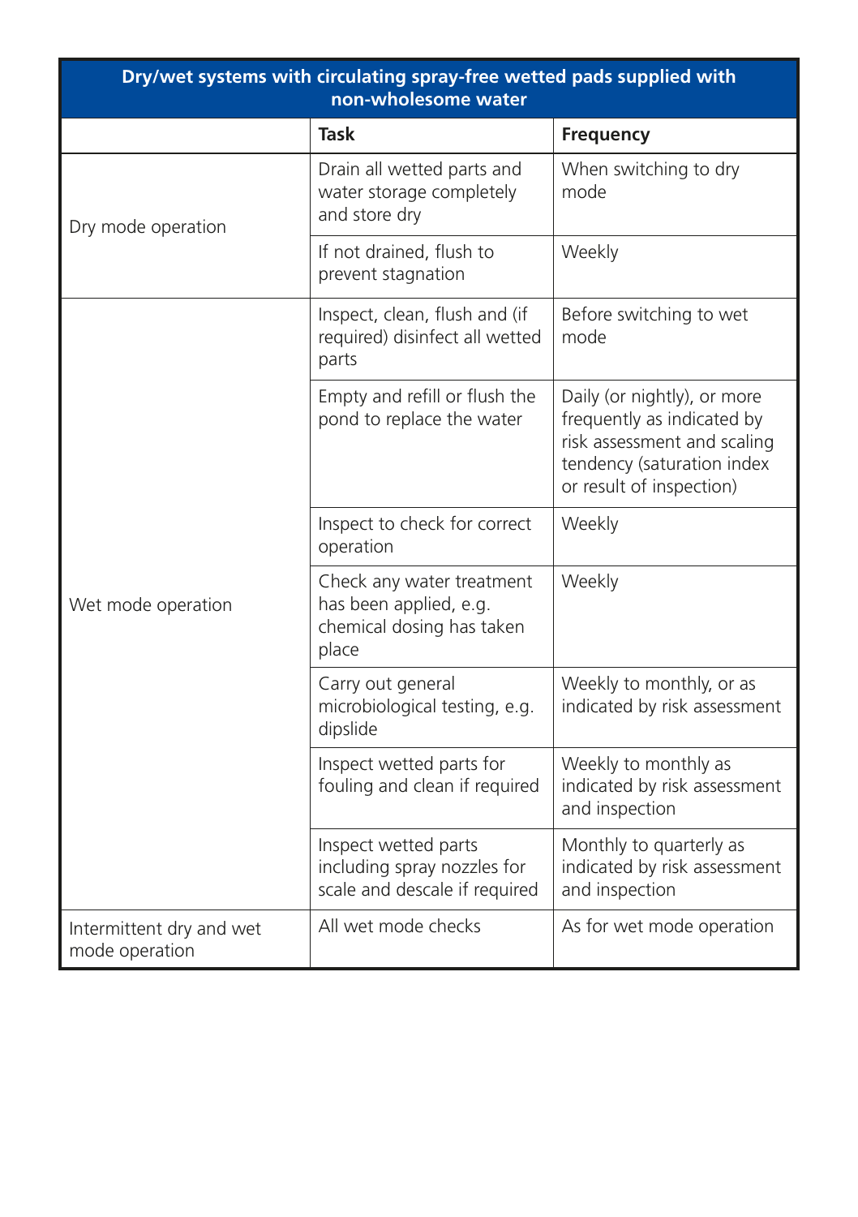| Dry/wet systems with circulating spray-free wetted pads supplied with non-wholesome water | | |
|---|---|---|
| | **Task** | **Frequency** |
| Dry mode operation | Drain all wetted parts and water storage completely and store dry | When switching to dry mode |
| | If not drained, flush to prevent stagnation | Weekly |
| Wet mode operation | Inspect, clean, flush and (if required) disinfect all wetted parts | Before switching to wet mode |
| | Empty and refill or flush the pond to replace the water | Daily (or nightly), or more frequently as indicated by risk assessment and scaling tendency (saturation index or result of inspection) |
| | Inspect to check for correct operation | Weekly |
| | Check any water treatment has been applied, e.g. chemical dosing has taken place | Weekly |
| | Carry out general microbiological testing, e.g. dipslide | Weekly to monthly, or as indicated by risk assessment |
| | Inspect wetted parts for fouling and clean if required | Weekly to monthly as indicated by risk assessment and inspection |
| | Inspect wetted parts including spray nozzles for scale and descale if required | Monthly to quarterly as indicated by risk assessment and inspection |
| Intermittent dry and wet mode operation | All wet mode checks | As for wet mode operation |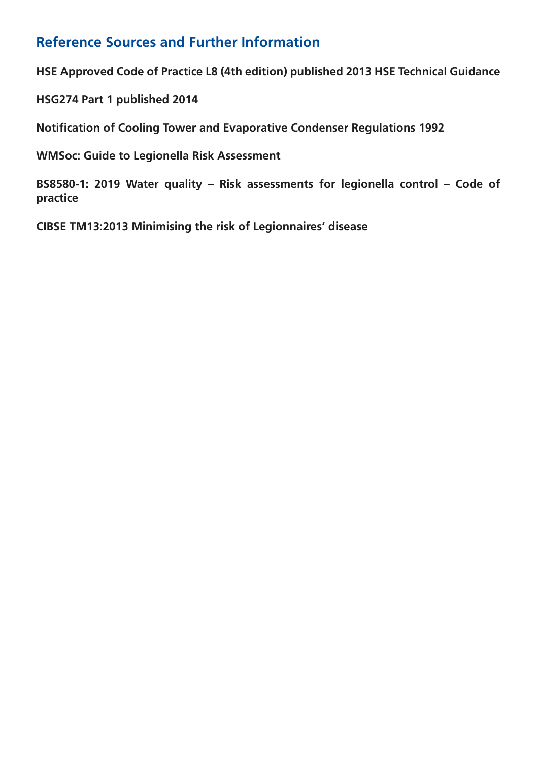## Reference Sources and Further Information

**HSE Approved Code of Practice L8 (4th edition) published 2013 HSE Technical Guidance**

**HSG274 Part 1 published 2014**

**Notification of Cooling Tower and Evaporative Condenser Regulations 1992**

**WMSoc: Guide to Legionella Risk Assessment**

**BS8580-1: 2019 Water quality – Risk assessments for legionella control – Code of practice**

**CIBSE TM13:2013 Minimising the risk of Legionnaires' disease**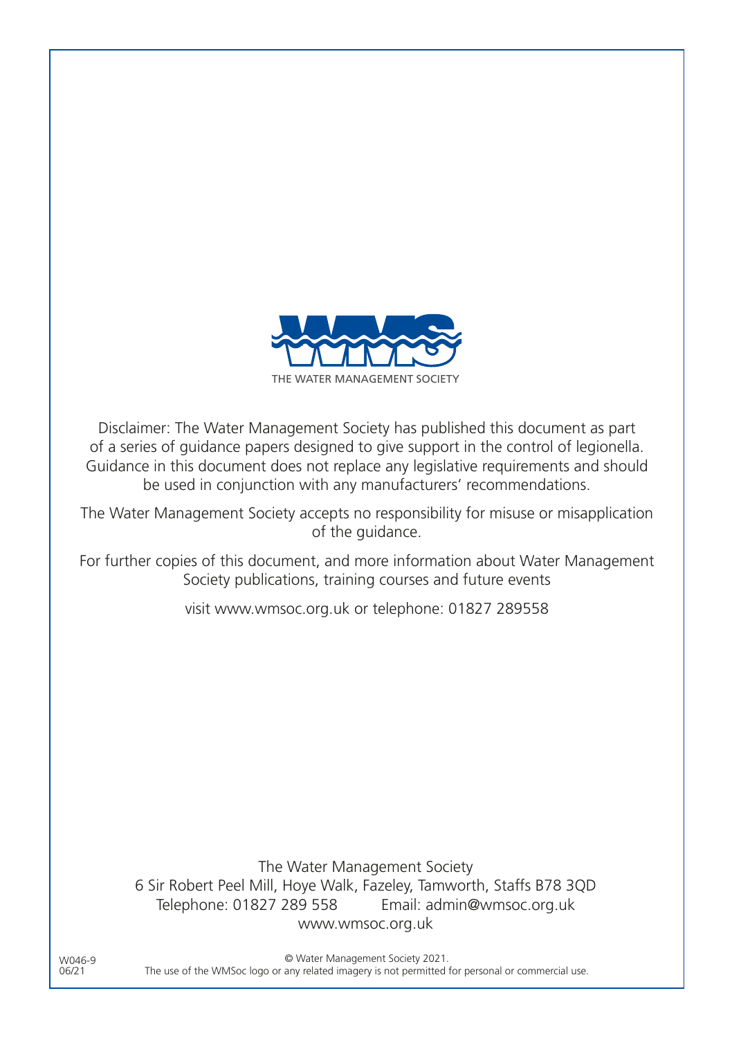THE WATER MANAGEMENT SOCIETY

Disclaimer: The Water Management Society has published this document as part of a series of guidance papers designed to give support in the control of legionella. Guidance in this document does not replace any legislative requirements and should be used in conjunction with any manufacturers' recommendations.

The Water Management Society accepts no responsibility for misuse or misapplication of the guidance.

For further copies of this document, and more information about Water Management Society publications, training courses and future events

visit www.wmsoc.org.uk or telephone: 01827 289558

The Water Management Society
6 Sir Robert Peel Mill, Hoye Walk, Fazeley, Tamworth, Staffs B78 3QD
Telephone: 01827 289 558 Email: admin@wmsoc.org.uk
www.wmsoc.org.uk

W046-9
06/21

© Water Management Society 2021.
The use of the WMSoc logo or any related imagery is not permitted for personal or commercial use.